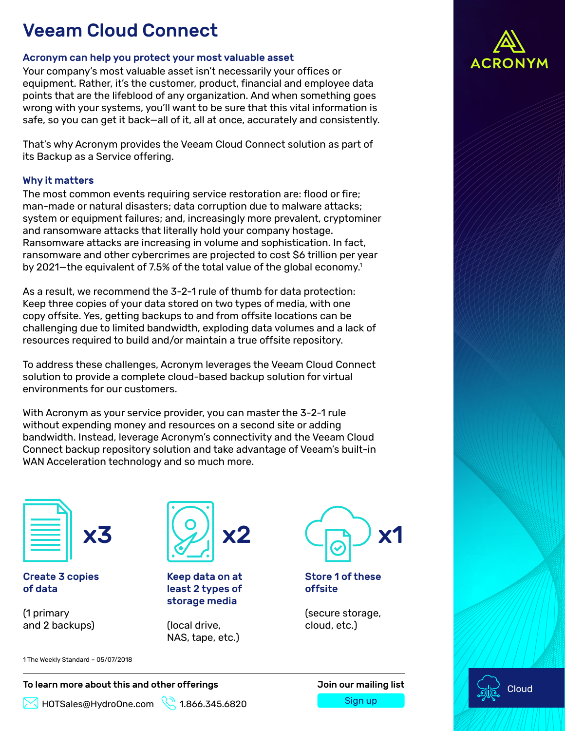# Veeam Cloud Connect

### Acronym can help you protect your most valuable asset

Your company's most valuable asset isn't necessarily your offices or equipment. Rather, it's the customer, product, financial and employee data points that are the lifeblood of any organization. And when something goes wrong with your systems, you'll want to be sure that this vital information is safe, so you can get it back—all of it, all at once, accurately and consistently.

That's why Acronym provides the Veeam Cloud Connect solution as part of its Backup as a Service offering.

### Why it matters

The most common events requiring service restoration are: flood or fire; man-made or natural disasters; data corruption due to malware attacks; system or equipment failures; and, increasingly more prevalent, cryptominer and ransomware attacks that literally hold your company hostage. Ransomware attacks are increasing in volume and sophistication. In fact, ransomware and other cybercrimes are projected to cost $6 trillion per year by 2021—the equivalent of 7.5% of the total value of the global economy.[1]

As a result, we recommend the 3-2-1 rule of thumb for data protection: Keep three copies of your data stored on two types of media, with one copy offsite. Yes, getting backups to and from offsite locations can be challenging due to limited bandwidth, exploding data volumes and a lack of resources required to build and/or maintain a true offsite repository.

To address these challenges, Acronym leverages the Veeam Cloud Connect solution to provide a complete cloud-based backup solution for virtual environments for our customers.

With Acronym as your service provider, you can master the 3-2-1 rule without expending money and resources on a second site or adding bandwidth. Instead, leverage Acronym's connectivity and the Veeam Cloud Connect backup repository solution and take advantage of Veeam's built-in WAN Acceleration technology and so much more.

**x3**

**Create 3 copies of data**

(1 primary and 2 backups)

**x2**

**Keep data on at least 2 types of storage media**

(local drive, NAS, tape, etc.)

**x1**

**Store 1 of these offsite**

(secure storage, cloud, etc.)

1 The Weekly Standard – 05/07/2018

**To learn more about this and other offerings**

HOTSales@HydroOne.com 1.866.345.6820

**Join our mailing list**

Sign up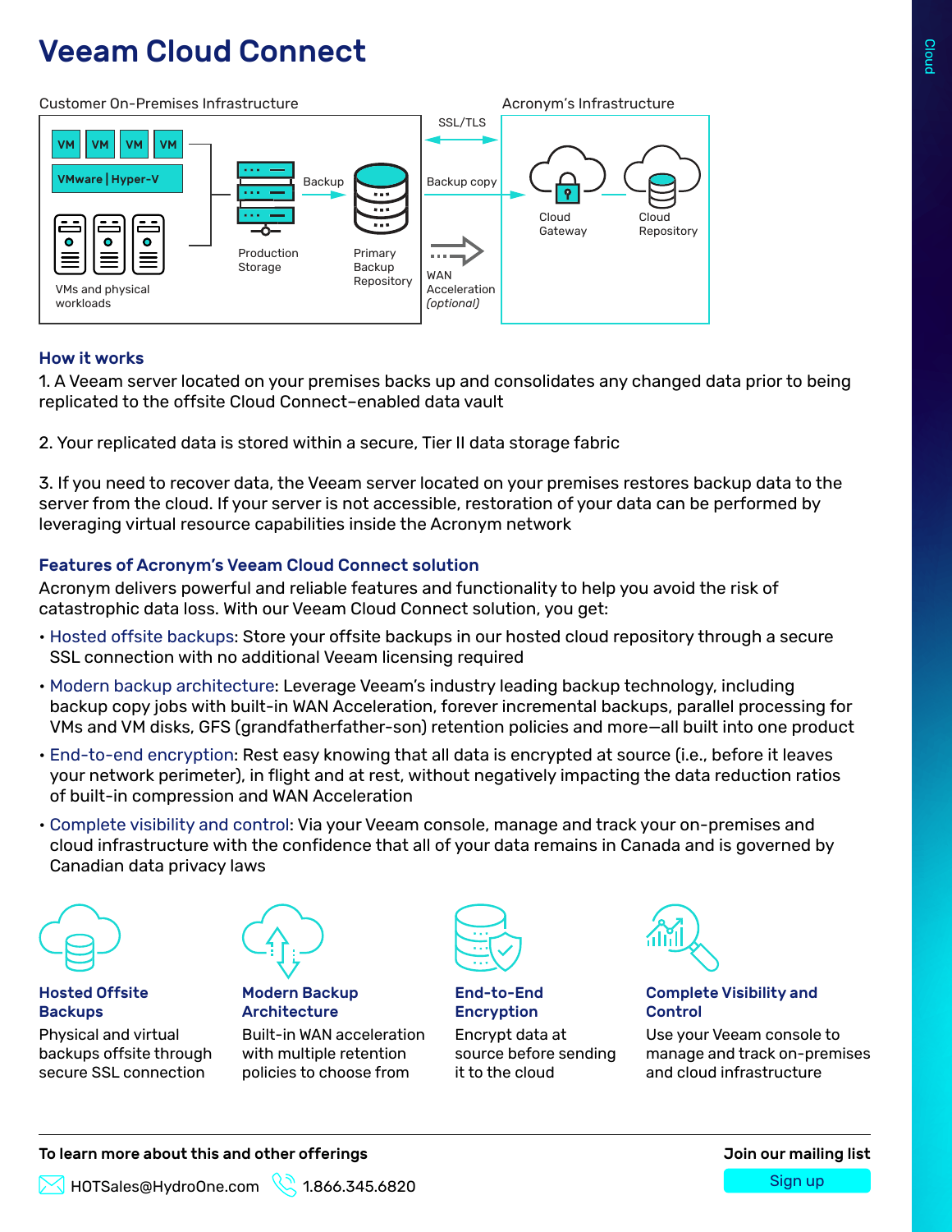# Veeam Cloud Connect

Customer On-Premises Infrastructure

VM VM VM VM

VMware | Hyper-V

VMs and physical workloads

Production Storage

Backup

Primary Backup Repository

SSL/TLS

Backup copy

WAN Acceleration *(optional)*

Acronym's Infrastructure

Cloud Gateway

Cloud Repository

### How it works

1. A Veeam server located on your premises backs up and consolidates any changed data prior to being replicated to the offsite Cloud Connect–enabled data vault

2. Your replicated data is stored within a secure, Tier II data storage fabric

3. If you need to recover data, the Veeam server located on your premises restores backup data to the server from the cloud. If your server is not accessible, restoration of your data can be performed by leveraging virtual resource capabilities inside the Acronym network

### Features of Acronym's Veeam Cloud Connect solution

Acronym delivers powerful and reliable features and functionality to help you avoid the risk of catastrophic data loss. With our Veeam Cloud Connect solution, you get:

- Hosted offsite backups: Store your offsite backups in our hosted cloud repository through a secure SSL connection with no additional Veeam licensing required
- Modern backup architecture: Leverage Veeam's industry leading backup technology, including backup copy jobs with built-in WAN Acceleration, forever incremental backups, parallel processing for VMs and VM disks, GFS (grandfatherfather-son) retention policies and more—all built into one product
- End-to-end encryption: Rest easy knowing that all data is encrypted at source (i.e., before it leaves your network perimeter), in flight and at rest, without negatively impacting the data reduction ratios of built-in compression and WAN Acceleration
- Complete visibility and control: Via your Veeam console, manage and track your on-premises and cloud infrastructure with the confidence that all of your data remains in Canada and is governed by Canadian data privacy laws

**Hosted Offsite Backups**

Physical and virtual backups offsite through secure SSL connection

**Modern Backup Architecture**

Built-in WAN acceleration with multiple retention policies to choose from

**End-to-End Encryption**

Encrypt data at source before sending it to the cloud

**Complete Visibility and Control**

Use your Veeam console to manage and track on-premises and cloud infrastructure

**To learn more about this and other offerings**

HOTSales@HydroOne.com 1.866.345.6820

**Join our mailing list**

Sign up